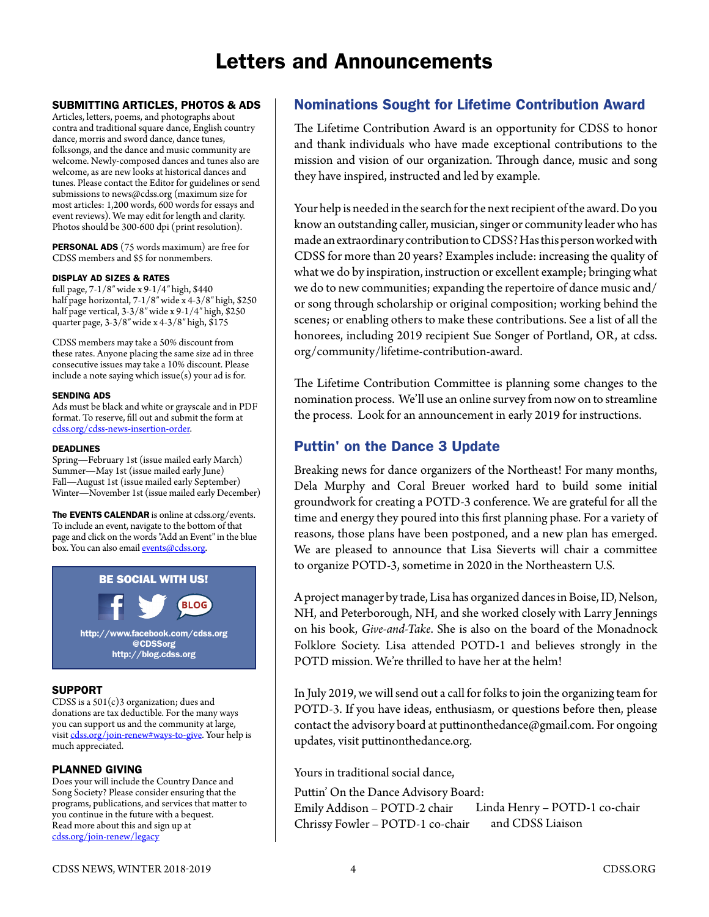# Letters and Announcements

## SUBMITTING ARTICLES, PHOTOS & ADS

Articles, letters, poems, and photographs about contra and traditional square dance, English country dance, morris and sword dance, dance tunes, folksongs, and the dance and music community are welcome. Newly-composed dances and tunes also are welcome, as are new looks at historical dances and tunes. Please contact the Editor for guidelines or send submissions to news@cdss.org (maximum size for most articles: 1,200 words, 600 words for essays and event reviews). We may edit for length and clarity. Photos should be 300-600 dpi (print resolution).

**PERSONAL ADS** (75 words maximum) are free for CDSS members and $5 for nonmembers.

### DISPLAY AD SIZES & RATES

full page, 7-1/8″ wide x 9-1/4″ high, $440
half page horizontal, 7-1/8″ wide x 4-3/8″ high, $250
half page vertical, 3-3/8″ wide x 9-1/4″ high, $250
quarter page, 3-3/8″ wide x 4-3/8″ high, $175

CDSS members may take a 50% discount from these rates. Anyone placing the same size ad in three consecutive issues may take a 10% discount. Please include a note saying which issue(s) your ad is for.

### SENDING ADS

Ads must be black and white or grayscale and in PDF format. To reserve, fill out and submit the form at cdss.org/cdss-news-insertion-order.

### DEADLINES

Spring—February 1st (issue mailed early March)
Summer—May 1st (issue mailed early June)
Fall—August 1st (issue mailed early September)
Winter—November 1st (issue mailed early December)

**The EVENTS CALENDAR** is online at cdss.org/events. To include an event, navigate to the bottom of that page and click on the words "Add an Event" in the blue box. You can also email events@cdss.org.

**BE SOCIAL WITH US!**

http://www.facebook.com/cdss.org
@CDSSorg
http://blog.cdss.org

## SUPPORT

CDSS is a 501(c)3 organization; dues and donations are tax deductible. For the many ways you can support us and the community at large, visit cdss.org/join-renew#ways-to-give. Your help is much appreciated.

## PLANNED GIVING

Does your will include the Country Dance and Song Society? Please consider ensuring that the programs, publications, and services that matter to you continue in the future with a bequest. Read more about this and sign up at cdss.org/join-renew/legacy

## Nominations Sought for Lifetime Contribution Award

The Lifetime Contribution Award is an opportunity for CDSS to honor and thank individuals who have made exceptional contributions to the mission and vision of our organization. Through dance, music and song they have inspired, instructed and led by example.

Your help is needed in the search for the next recipient of the award. Do you know an outstanding caller, musician, singer or community leader who has made an extraordinary contribution to CDSS? Has this person worked with CDSS for more than 20 years? Examples include: increasing the quality of what we do by inspiration, instruction or excellent example; bringing what we do to new communities; expanding the repertoire of dance music and/or song through scholarship or original composition; working behind the scenes; or enabling others to make these contributions. See a list of all the honorees, including 2019 recipient Sue Songer of Portland, OR, at cdss.org/community/lifetime-contribution-award.

The Lifetime Contribution Committee is planning some changes to the nomination process. We'll use an online survey from now on to streamline the process. Look for an announcement in early 2019 for instructions.

## Puttin' on the Dance 3 Update

Breaking news for dance organizers of the Northeast! For many months, Dela Murphy and Coral Breuer worked hard to build some initial groundwork for creating a POTD-3 conference. We are grateful for all the time and energy they poured into this first planning phase. For a variety of reasons, those plans have been postponed, and a new plan has emerged. We are pleased to announce that Lisa Sieverts will chair a committee to organize POTD-3, sometime in 2020 in the Northeastern U.S.

A project manager by trade, Lisa has organized dances in Boise, ID, Nelson, NH, and Peterborough, NH, and she worked closely with Larry Jennings on his book, *Give-and-Take*. She is also on the board of the Monadnock Folklore Society. Lisa attended POTD-1 and believes strongly in the POTD mission. We're thrilled to have her at the helm!

In July 2019, we will send out a call for folks to join the organizing team for POTD-3. If you have ideas, enthusiasm, or questions before then, please contact the advisory board at puttinonthedance@gmail.com. For ongoing updates, visit puttinonthedance.org.

Yours in traditional social dance,

Puttin' On the Dance Advisory Board:
Emily Addison – POTD-2 chair
Chrissy Fowler – POTD-1 co-chair
Linda Henry – POTD-1 co-chair and CDSS Liaison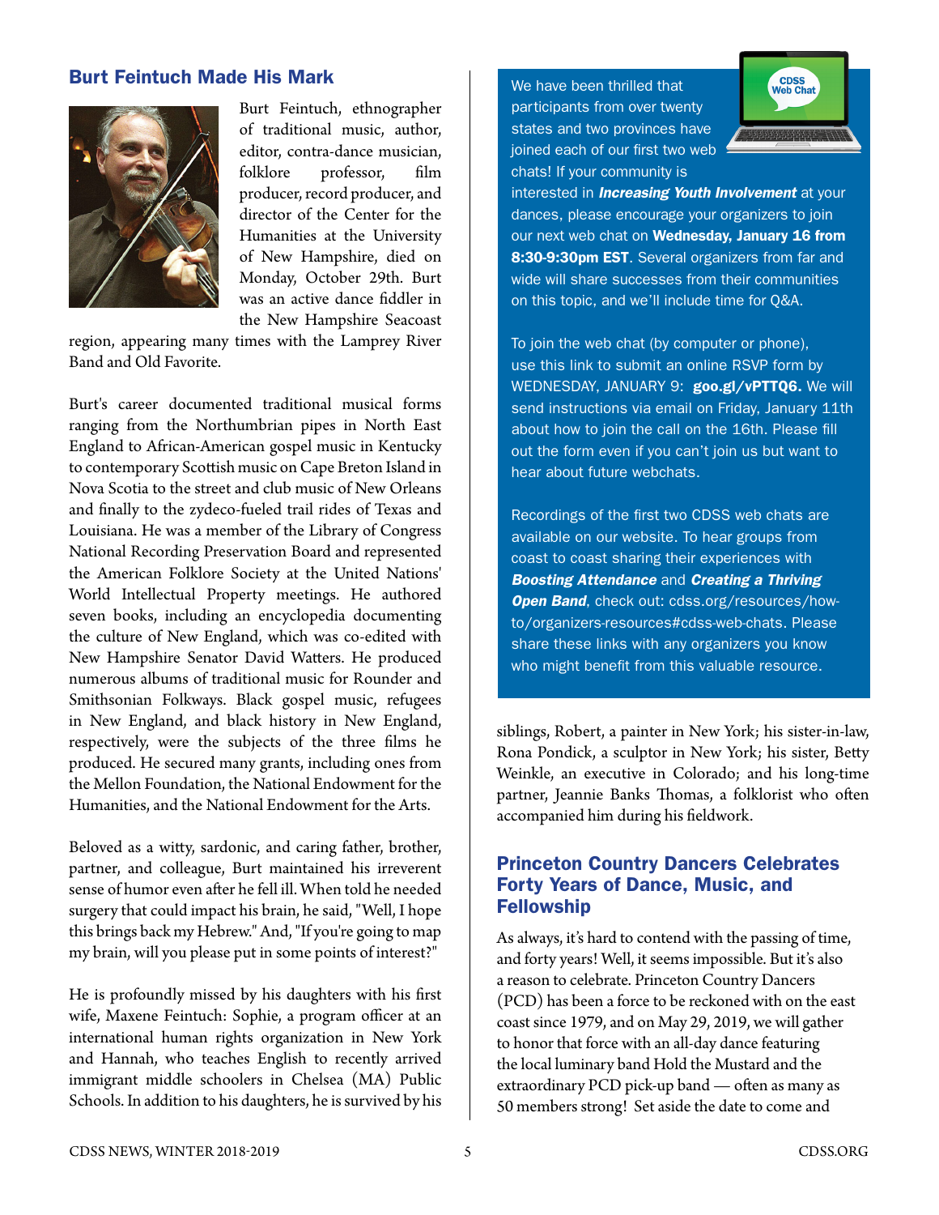## Burt Feintuch Made His Mark

Burt Feintuch, ethnographer of traditional music, author, editor, contra-dance musician, folklore professor, film producer, record producer, and director of the Center for the Humanities at the University of New Hampshire, died on Monday, October 29th. Burt was an active dance fiddler in the New Hampshire Seacoast region, appearing many times with the Lamprey River Band and Old Favorite.

Burt's career documented traditional musical forms ranging from the Northumbrian pipes in North East England to African-American gospel music in Kentucky to contemporary Scottish music on Cape Breton Island in Nova Scotia to the street and club music of New Orleans and finally to the zydeco-fueled trail rides of Texas and Louisiana. He was a member of the Library of Congress National Recording Preservation Board and represented the American Folklore Society at the United Nations' World Intellectual Property meetings. He authored seven books, including an encyclopedia documenting the culture of New England, which was co-edited with New Hampshire Senator David Watters. He produced numerous albums of traditional music for Rounder and Smithsonian Folkways. Black gospel music, refugees in New England, and black history in New England, respectively, were the subjects of the three films he produced. He secured many grants, including ones from the Mellon Foundation, the National Endowment for the Humanities, and the National Endowment for the Arts.

Beloved as a witty, sardonic, and caring father, brother, partner, and colleague, Burt maintained his irreverent sense of humor even after he fell ill. When told he needed surgery that could impact his brain, he said, "Well, I hope this brings back my Hebrew." And, "If you're going to map my brain, will you please put in some points of interest?"

He is profoundly missed by his daughters with his first wife, Maxene Feintuch: Sophie, a program officer at an international human rights organization in New York and Hannah, who teaches English to recently arrived immigrant middle schoolers in Chelsea (MA) Public Schools. In addition to his daughters, he is survived by his siblings, Robert, a painter in New York; his sister-in-law, Rona Pondick, a sculptor in New York; his sister, Betty Weinkle, an executive in Colorado; and his long-time partner, Jeannie Banks Thomas, a folklorist who often accompanied him during his fieldwork.

CDSS Web Chat

We have been thrilled that participants from over twenty states and two provinces have joined each of our first two web chats! If your community is interested in ***Increasing Youth Involvement*** at your dances, please encourage your organizers to join our next web chat on **Wednesday, January 16 from 8:30-9:30pm EST**. Several organizers from far and wide will share successes from their communities on this topic, and we'll include time for Q&A.

To join the web chat (by computer or phone), use this link to submit an online RSVP form by WEDNESDAY, JANUARY 9: **goo.gl/vPTTQ6.** We will send instructions via email on Friday, January 11th about how to join the call on the 16th. Please fill out the form even if you can't join us but want to hear about future webchats.

Recordings of the first two CDSS web chats are available on our website. To hear groups from coast to coast sharing their experiences with ***Boosting Attendance*** and ***Creating a Thriving Open Band***, check out: cdss.org/resources/how-to/organizers-resources#cdss-web-chats. Please share these links with any organizers you know who might benefit from this valuable resource.

## Princeton Country Dancers Celebrates Forty Years of Dance, Music, and Fellowship

As always, it's hard to contend with the passing of time, and forty years! Well, it seems impossible. But it's also a reason to celebrate. Princeton Country Dancers (PCD) has been a force to be reckoned with on the east coast since 1979, and on May 29, 2019, we will gather to honor that force with an all-day dance featuring the local luminary band Hold the Mustard and the extraordinary PCD pick-up band — often as many as 50 members strong! Set aside the date to come and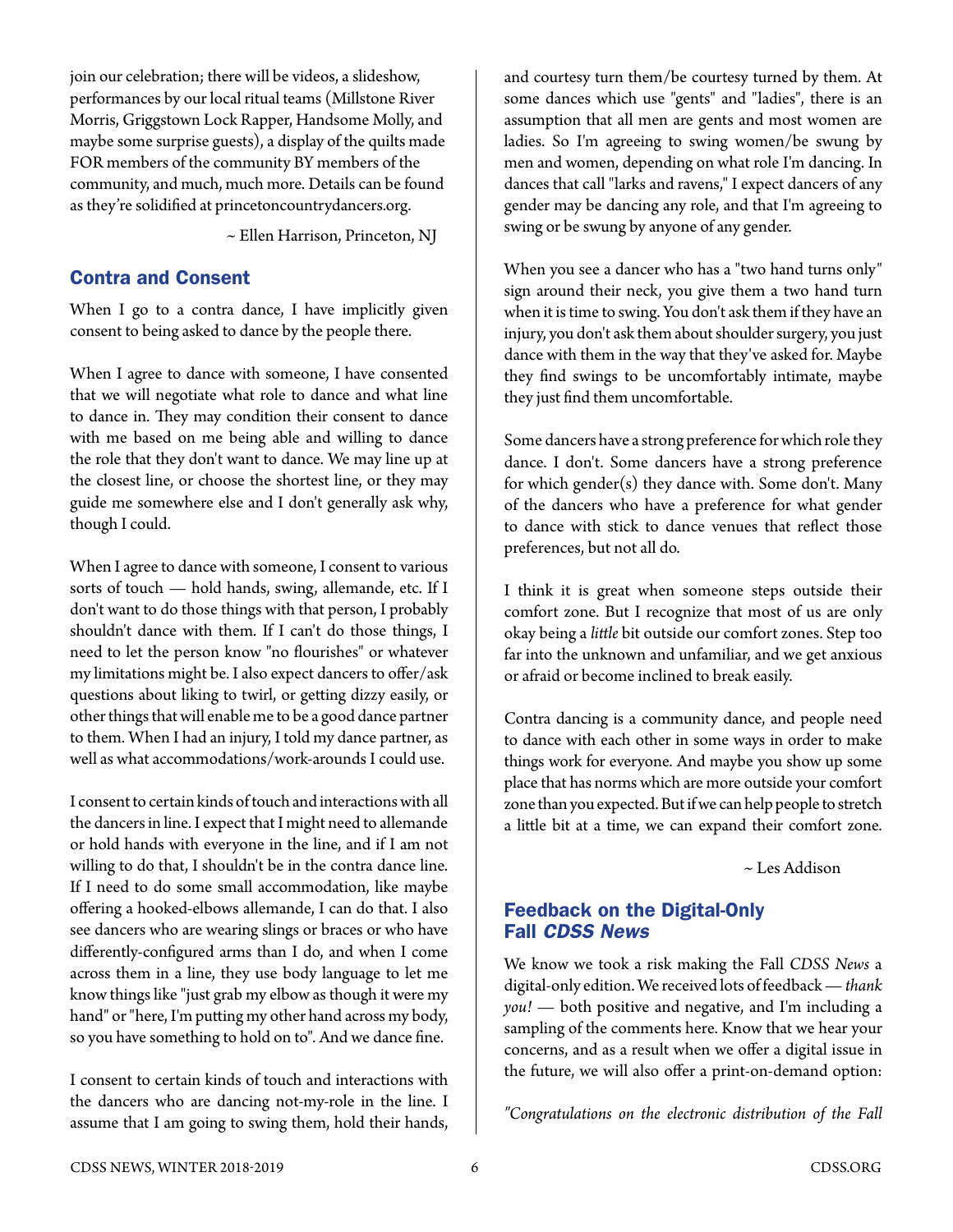join our celebration; there will be videos, a slideshow, performances by our local ritual teams (Millstone River Morris, Griggstown Lock Rapper, Handsome Molly, and maybe some surprise guests), a display of the quilts made FOR members of the community BY members of the community, and much, much more. Details can be found as they're solidified at princetoncountrydancers.org.

~ Ellen Harrison, Princeton, NJ

## Contra and Consent

When I go to a contra dance, I have implicitly given consent to being asked to dance by the people there.

When I agree to dance with someone, I have consented that we will negotiate what role to dance and what line to dance in. They may condition their consent to dance with me based on me being able and willing to dance the role that they don't want to dance. We may line up at the closest line, or choose the shortest line, or they may guide me somewhere else and I don't generally ask why, though I could.

When I agree to dance with someone, I consent to various sorts of touch — hold hands, swing, allemande, etc. If I don't want to do those things with that person, I probably shouldn't dance with them. If I can't do those things, I need to let the person know "no flourishes" or whatever my limitations might be. I also expect dancers to offer/ask questions about liking to twirl, or getting dizzy easily, or other things that will enable me to be a good dance partner to them. When I had an injury, I told my dance partner, as well as what accommodations/work-arounds I could use.

I consent to certain kinds of touch and interactions with all the dancers in line. I expect that I might need to allemande or hold hands with everyone in the line, and if I am not willing to do that, I shouldn't be in the contra dance line. If I need to do some small accommodation, like maybe offering a hooked-elbows allemande, I can do that. I also see dancers who are wearing slings or braces or who have differently-configured arms than I do, and when I come across them in a line, they use body language to let me know things like "just grab my elbow as though it were my hand" or "here, I'm putting my other hand across my body, so you have something to hold on to". And we dance fine.

I consent to certain kinds of touch and interactions with the dancers who are dancing not-my-role in the line. I assume that I am going to swing them, hold their hands, and courtesy turn them/be courtesy turned by them. At some dances which use "gents" and "ladies", there is an assumption that all men are gents and most women are ladies. So I'm agreeing to swing women/be swung by men and women, depending on what role I'm dancing. In dances that call "larks and ravens," I expect dancers of any gender may be dancing any role, and that I'm agreeing to swing or be swung by anyone of any gender.

When you see a dancer who has a "two hand turns only" sign around their neck, you give them a two hand turn when it is time to swing. You don't ask them if they have an injury, you don't ask them about shoulder surgery, you just dance with them in the way that they've asked for. Maybe they find swings to be uncomfortably intimate, maybe they just find them uncomfortable.

Some dancers have a strong preference for which role they dance. I don't. Some dancers have a strong preference for which gender(s) they dance with. Some don't. Many of the dancers who have a preference for what gender to dance with stick to dance venues that reflect those preferences, but not all do.

I think it is great when someone steps outside their comfort zone. But I recognize that most of us are only okay being a *little* bit outside our comfort zones. Step too far into the unknown and unfamiliar, and we get anxious or afraid or become inclined to break easily.

Contra dancing is a community dance, and people need to dance with each other in some ways in order to make things work for everyone. And maybe you show up some place that has norms which are more outside your comfort zone than you expected. But if we can help people to stretch a little bit at a time, we can expand their comfort zone.

~ Les Addison

## Feedback on the Digital-Only Fall *CDSS News*

We know we took a risk making the Fall *CDSS News* a digital-only edition. We received lots of feedback — *thank you!* — both positive and negative, and I'm including a sampling of the comments here. Know that we hear your concerns, and as a result when we offer a digital issue in the future, we will also offer a print-on-demand option:

*"Congratulations on the electronic distribution of the Fall*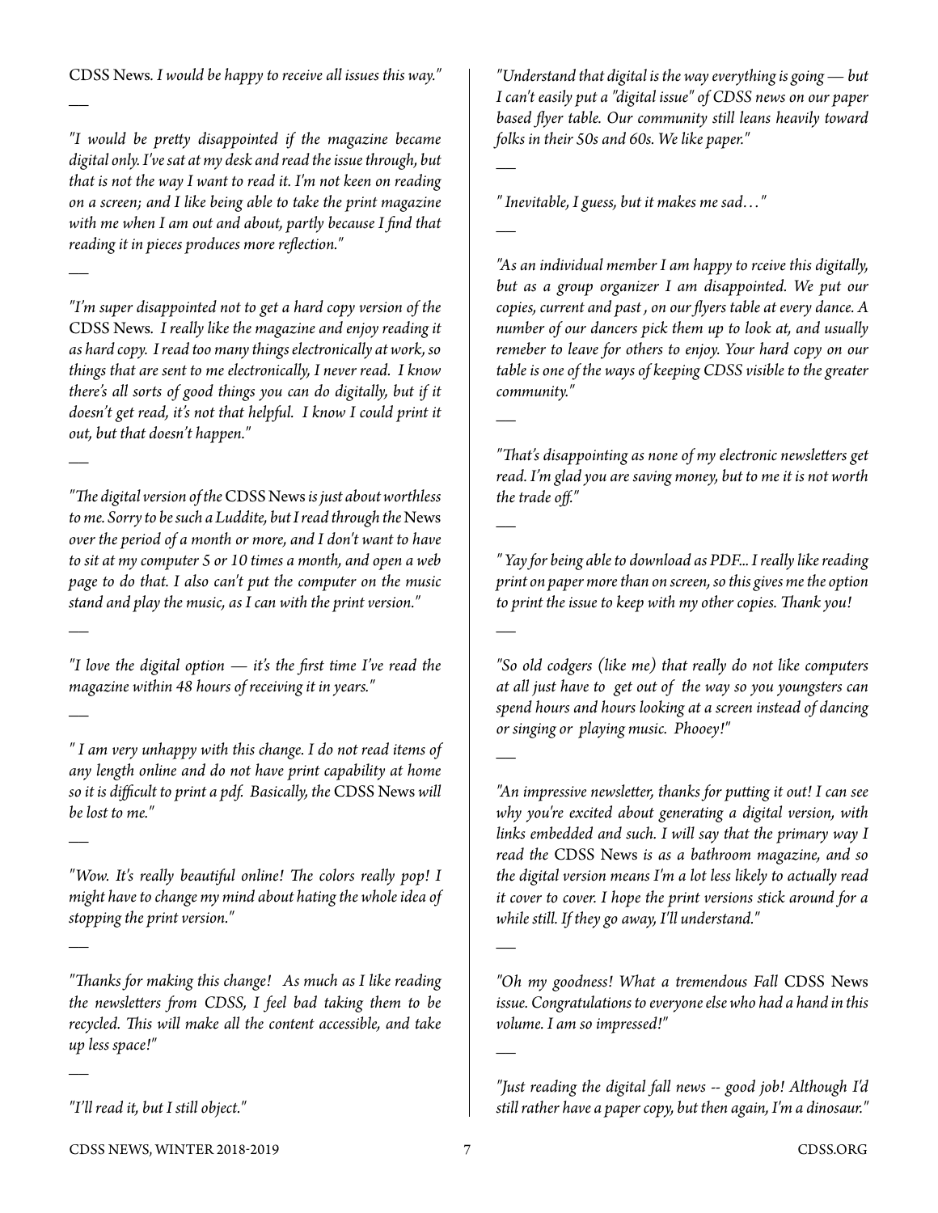CDSS News. *I would be happy to receive all issues this way."*

—

*"I would be pretty disappointed if the magazine became digital only. I've sat at my desk and read the issue through, but that is not the way I want to read it. I'm not keen on reading on a screen; and I like being able to take the print magazine with me when I am out and about, partly because I find that reading it in pieces produces more reflection."*

—

*"I'm super disappointed not to get a hard copy version of the* CDSS News*. I really like the magazine and enjoy reading it as hard copy. I read too many things electronically at work, so things that are sent to me electronically, I never read. I know there's all sorts of good things you can do digitally, but if it doesn't get read, it's not that helpful. I know I could print it out, but that doesn't happen."*

—

*"The digital version of the* CDSS News *is just about worthless to me. Sorry to be such a Luddite, but I read through the* News *over the period of a month or more, and I don't want to have to sit at my computer 5 or 10 times a month, and open a web page to do that. I also can't put the computer on the music stand and play the music, as I can with the print version."*

—

*"I love the digital option — it's the first time I've read the magazine within 48 hours of receiving it in years."*

—

*" I am very unhappy with this change. I do not read items of any length online and do not have print capability at home so it is difficult to print a pdf. Basically, the* CDSS News *will be lost to me."*

—

*"Wow. It's really beautiful online! The colors really pop! I might have to change my mind about hating the whole idea of stopping the print version."*

—

*"Thanks for making this change! As much as I like reading the newsletters from CDSS, I feel bad taking them to be recycled. This will make all the content accessible, and take up less space!"*

—

*"I'll read it, but I still object."*

*"Understand that digital is the way everything is going — but I can't easily put a "digital issue" of CDSS news on our paper based flyer table. Our community still leans heavily toward folks in their 50s and 60s. We like paper."*

—

*" Inevitable, I guess, but it makes me sad…"*

—

*"As an individual member I am happy to rceive this digitally, but as a group organizer I am disappointed. We put our copies, current and past , on our flyers table at every dance. A number of our dancers pick them up to look at, and usually remeber to leave for others to enjoy. Your hard copy on our table is one of the ways of keeping CDSS visible to the greater community."*

—

*"That's disappointing as none of my electronic newsletters get read. I'm glad you are saving money, but to me it is not worth the trade off."*

—

*" Yay for being able to download as PDF... I really like reading print on paper more than on screen, so this gives me the option to print the issue to keep with my other copies. Thank you!*

—

*"So old codgers (like me) that really do not like computers at all just have to get out of the way so you youngsters can spend hours and hours looking at a screen instead of dancing or singing or playing music. Phooey!"*

—

*"An impressive newsletter, thanks for putting it out! I can see why you're excited about generating a digital version, with links embedded and such. I will say that the primary way I read the* CDSS News *is as a bathroom magazine, and so the digital version means I'm a lot less likely to actually read it cover to cover. I hope the print versions stick around for a while still. If they go away, I'll understand."*

—

*"Oh my goodness! What a tremendous Fall* CDSS News *issue. Congratulations to everyone else who had a hand in this volume. I am so impressed!"*

—

*"Just reading the digital fall news -- good job! Although I'd still rather have a paper copy, but then again, I'm a dinosaur."*